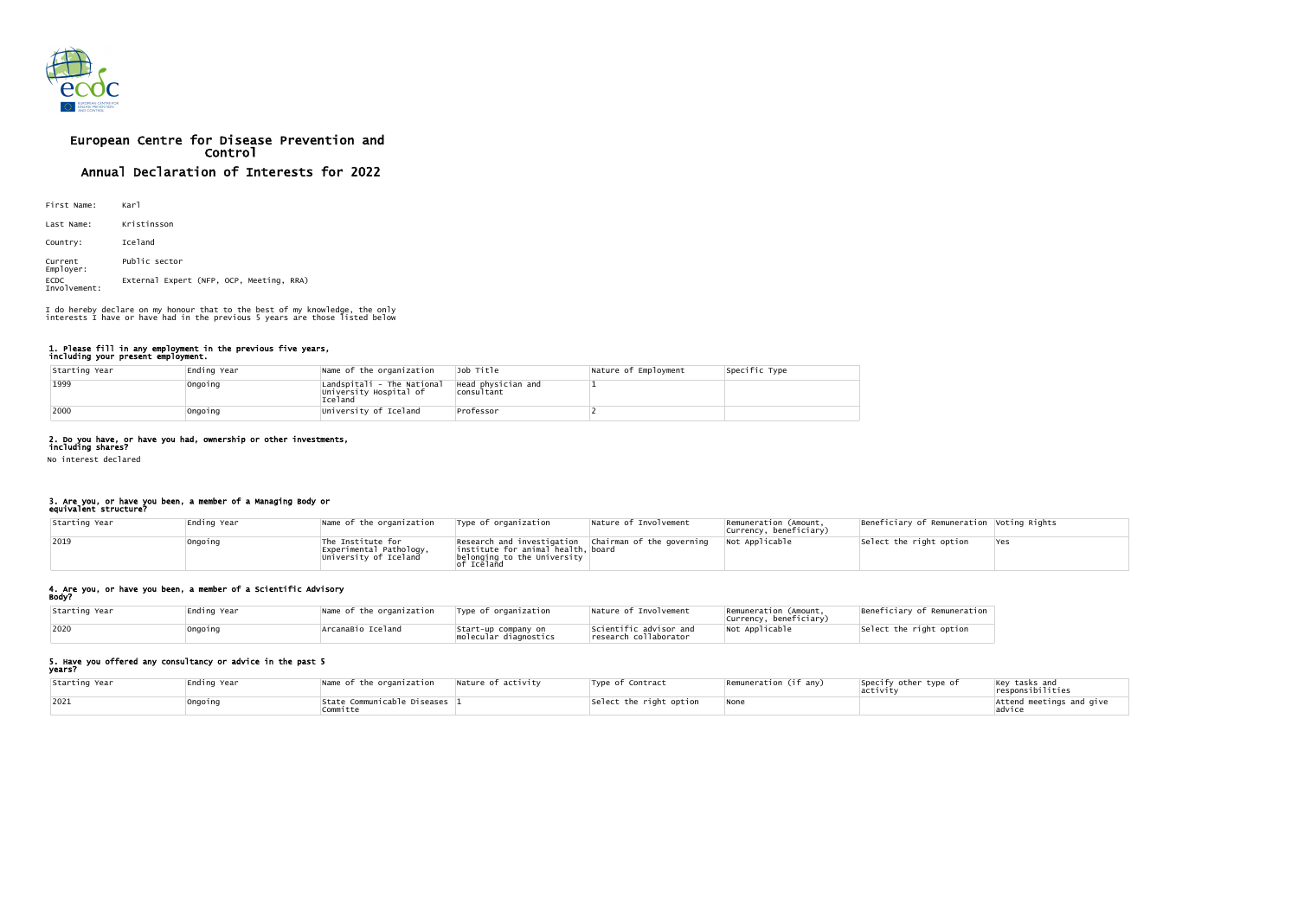# European Centre for Disease Prevention and Control

## Annual Declaration of Interests for 2022

First Name: Karl

Last Name: Kristinsson

Country: Iceland

Current Employer: Public sector

ECDC Involvement: External Expert (NFP, OCP, Meeting, RRA)

I do hereby declare on my honour that to the best of my knowledge, the only interests I have or have had in the previous 5 years are those listed below

### 1. Please fill in any employment in the previous five years, including your present employment.

| Starting Year | Ending Year | Name of the organization | Job Title | Nature of Employment | Specific Type |
|---|---|---|---|---|---|
| 1999 | Ongoing | Landspitali - The National University Hospital of Iceland | Head physician and consultant | 1 | |
| 2000 | Ongoing | University of Iceland | Professor | 2 | |

### 2. Do you have, or have you had, ownership or other investments, including shares?

No interest declared

### 3. Are you, or have you been, a member of a Managing Body or equivalent structure?

| Starting Year | Ending Year | Name of the organization | Type of organization | Nature of Involvement | Remuneration (Amount, Currency, beneficiary) | Beneficiary of Remuneration | Voting Rights |
|---|---|---|---|---|---|---|---|
| 2019 | Ongoing | The Institute for Experimental Pathology, University of Iceland | Research and investigation institute for animal health, belonging to the University of Iceland | Chairman of the governing board | Not Applicable | Select the right option | Yes |

### 4. Are you, or have you been, a member of a Scientific Advisory Body?

| Starting Year | Ending Year | Name of the organization | Type of organization | Nature of Involvement | Remuneration (Amount, Currency, beneficiary) | Beneficiary of Remuneration |
|---|---|---|---|---|---|---|
| 2020 | Ongoing | ArcanaBio Iceland | Start-up company on molecular diagnostics | Scientific advisor and research collaborator | Not Applicable | Select the right option |

### 5. Have you offered any consultancy or advice in the past 5 years?

| Starting Year | Ending Year | Name of the organization | Nature of activity | Type of Contract | Remuneration (if any) | Specify other type of activity | Key tasks and responsibilities |
|---|---|---|---|---|---|---|---|
| 2021 | Ongoing | State Communicable Diseases Committe | 1 | Select the right option | None | | Attend meetings and give advice |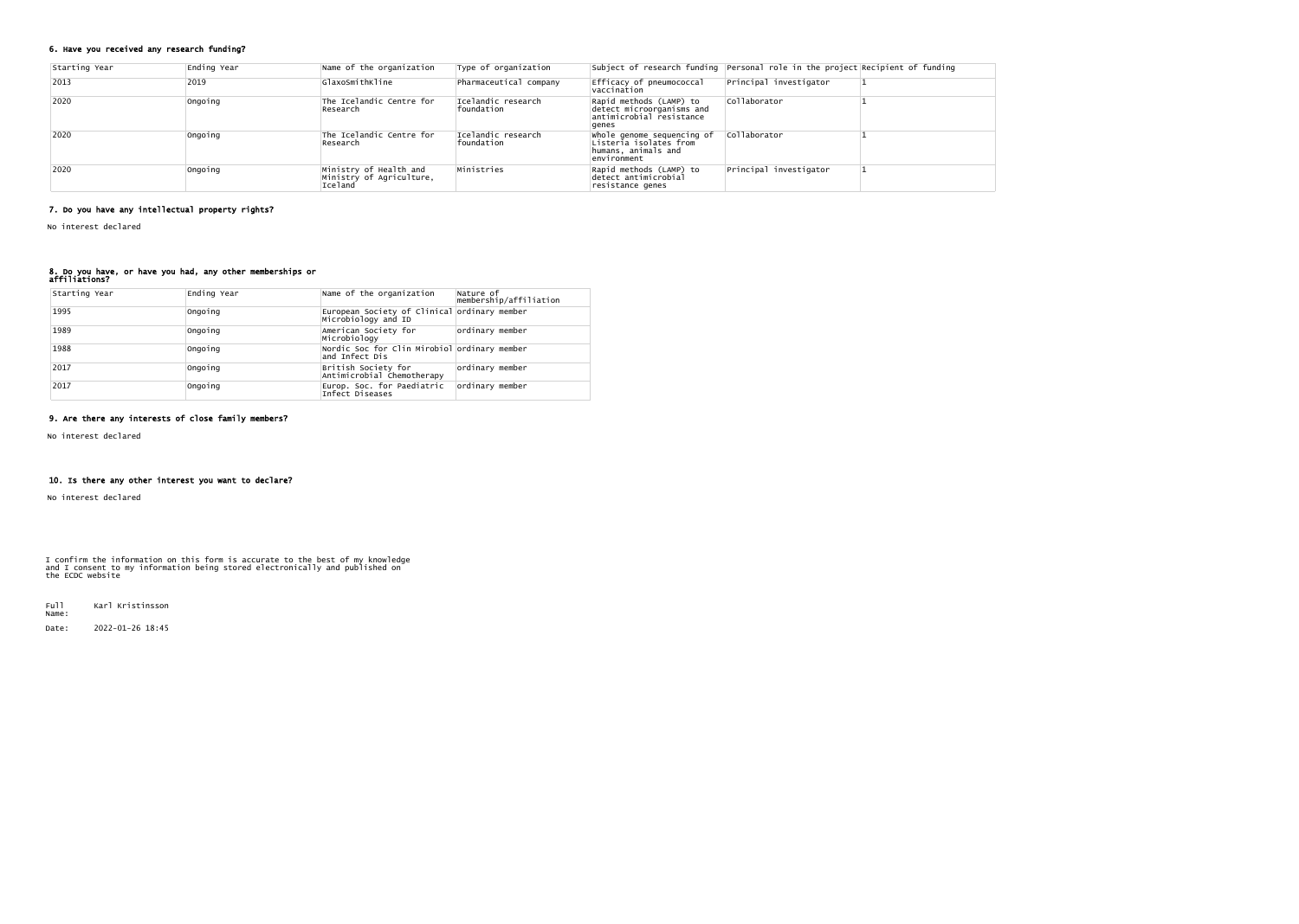### 6. Have you received any research funding?

| Starting Year | Ending Year | Name of the organization | Type of organization | Subject of research funding | Personal role in the project | Recipient of funding |
|---|---|---|---|---|---|---|
| 2013 | 2019 | GlaxoSmithKline | Pharmaceutical company | Efficacy of pneumococcal vaccination | Principal investigator | 1 |
| 2020 | Ongoing | The Icelandic Centre for Research | Icelandic research foundation | Rapid methods (LAMP) to detect microorganisms and antimicrobial resistance genes | Collaborator | 1 |
| 2020 | Ongoing | The Icelandic Centre for Research | Icelandic research foundation | Whole genome sequencing of Listeria isolates from humans, animals and environment | Collaborator | 1 |
| 2020 | Ongoing | Ministry of Health and Ministry of Agriculture, Iceland | Ministries | Rapid methods (LAMP) to detect antimicrobial resistance genes | Principal investigator | 1 |

### 7. Do you have any intellectual property rights?

No interest declared

### 8. Do you have, or have you had, any other memberships or affiliations?

| Starting Year | Ending Year | Name of the organization | Nature of membership/affiliation |
|---|---|---|---|
| 1995 | Ongoing | European Society of Clinical Microbiology and ID | ordinary member |
| 1989 | Ongoing | American Society for Microbiology | ordinary member |
| 1988 | Ongoing | Nordic Soc for Clin Mirobiol and Infect Dis | ordinary member |
| 2017 | Ongoing | British Society for Antimicrobial Chemotherapy | ordinary member |
| 2017 | Ongoing | Europ. Soc. for Paediatric Infect Diseases | ordinary member |

### 9. Are there any interests of close family members?

No interest declared

### 10. Is there any other interest you want to declare?

No interest declared

I confirm the information on this form is accurate to the best of my knowledge and I consent to my information being stored electronically and published on the ECDC website

Full Name: Karl Kristinsson

Date: 2022-01-26 18:45